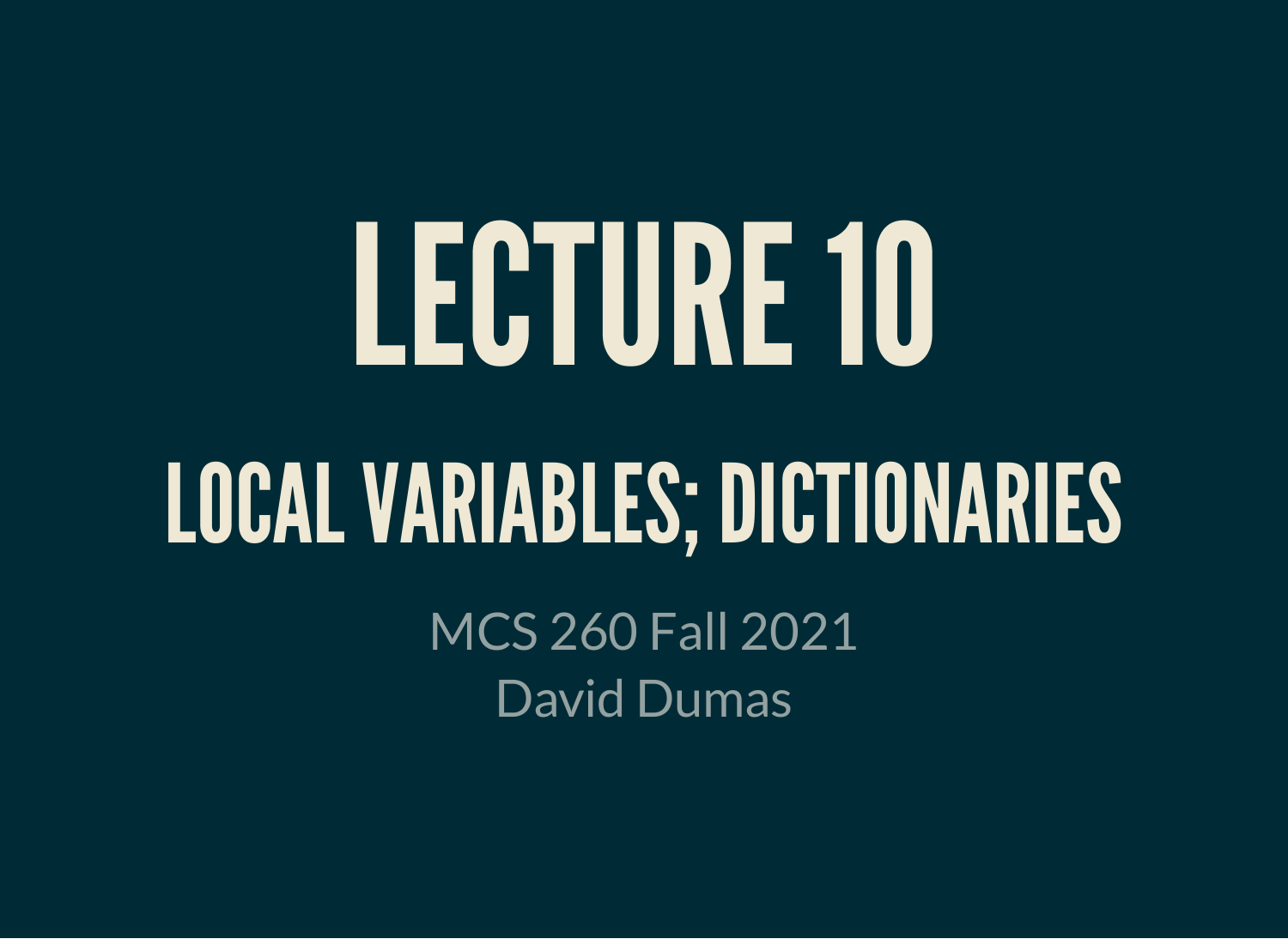# LECTURE 10

## LOCAL VARIABLES; DICTIONARIES

MCS 260 Fall 2021

David Dumas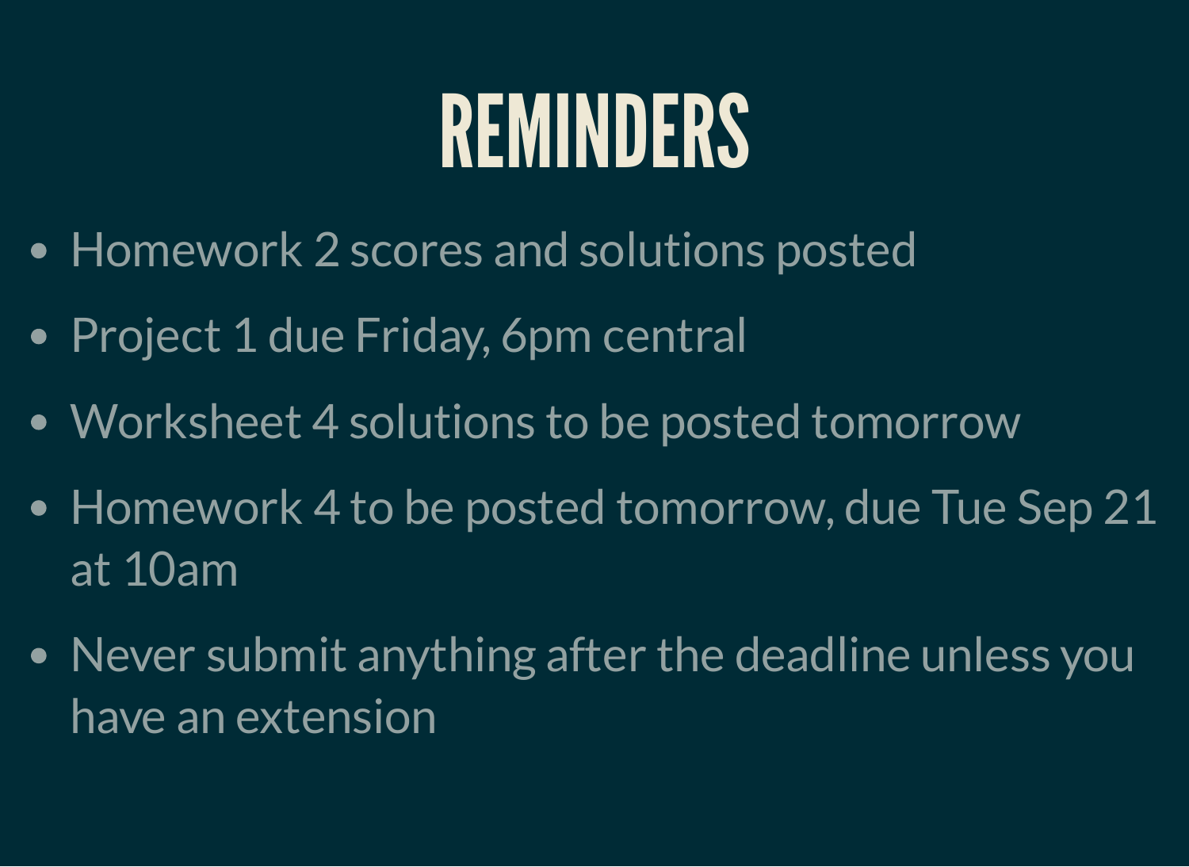# REMINDERS

- Homework 2 scores and solutions posted
- Project 1 due Friday, 6pm central
- Worksheet 4 solutions to be posted tomorrow
- Homework 4 to be posted tomorrow, due Tue Sep 21 at 10am
- Never submit anything after the deadline unless you have an extension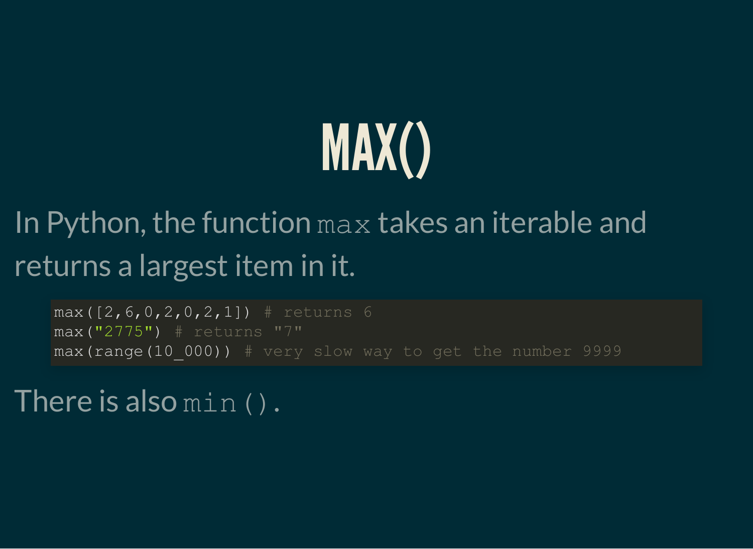# MAX()

In Python, the function `max` takes an iterable and returns a largest item in it.

```
max([2,6,0,2,0,2,1]) # returns 6
max("2775") # returns "7"
max(range(10_000)) # very slow way to get the number 9999
```

There is also `min()`.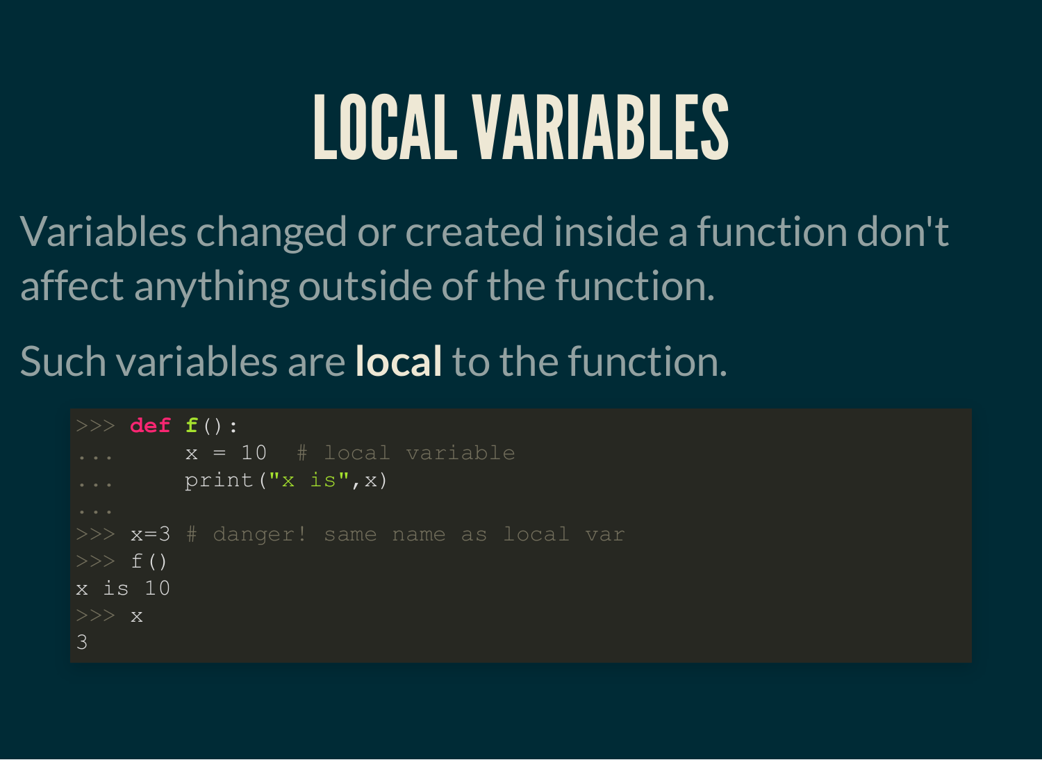# LOCAL VARIABLES

Variables changed or created inside a function don't affect anything outside of the function.

Such variables are **local** to the function.

```
>>> def f():
...     x = 10  # local variable
...     print("x is",x)
...
>>> x=3 # danger! same name as local var
>>> f()
x is 10
>>> x
3
```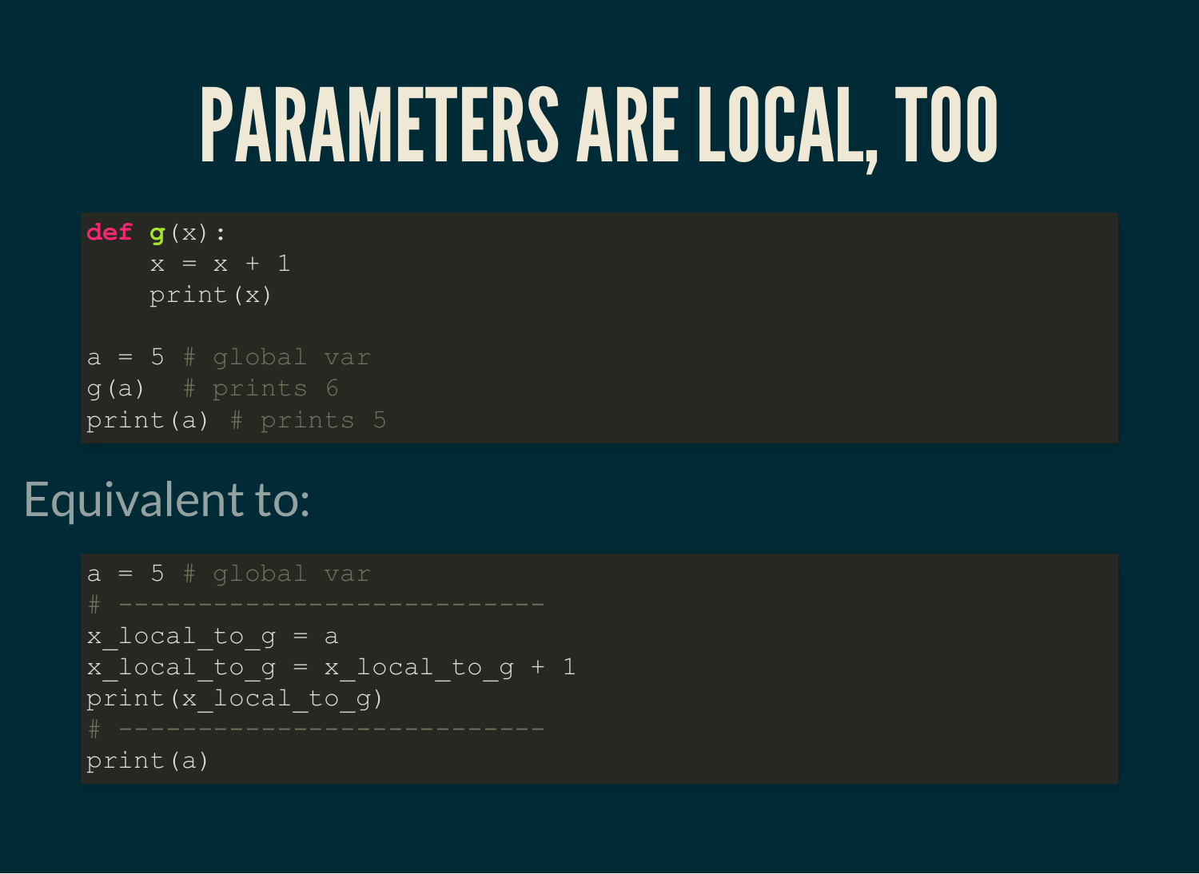# PARAMETERS ARE LOCAL, TOO

```python
def g(x):
    x = x + 1
    print(x)

a = 5 # global var
g(a)   # prints 6
print(a) # prints 5
```

Equivalent to:

```python
a = 5 # global var
# ---------------------------
x_local_to_g = a
x_local_to_g = x_local_to_g + 1
print(x_local_to_g)
# ---------------------------
print(a)
```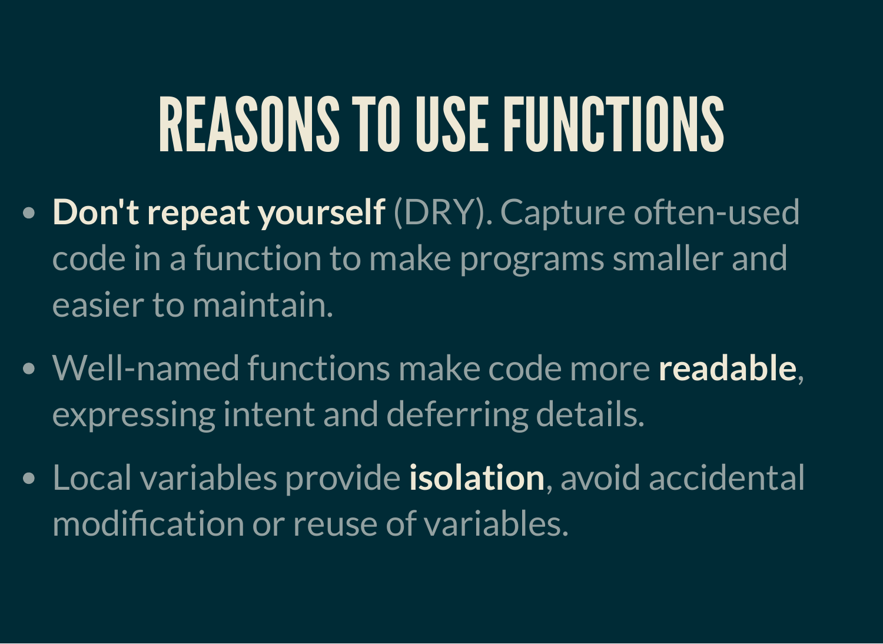# REASONS TO USE FUNCTIONS

- **Don't repeat yourself** (DRY). Capture often-used code in a function to make programs smaller and easier to maintain.
- Well-named functions make code more **readable**, expressing intent and deferring details.
- Local variables provide **isolation**, avoid accidental modification or reuse of variables.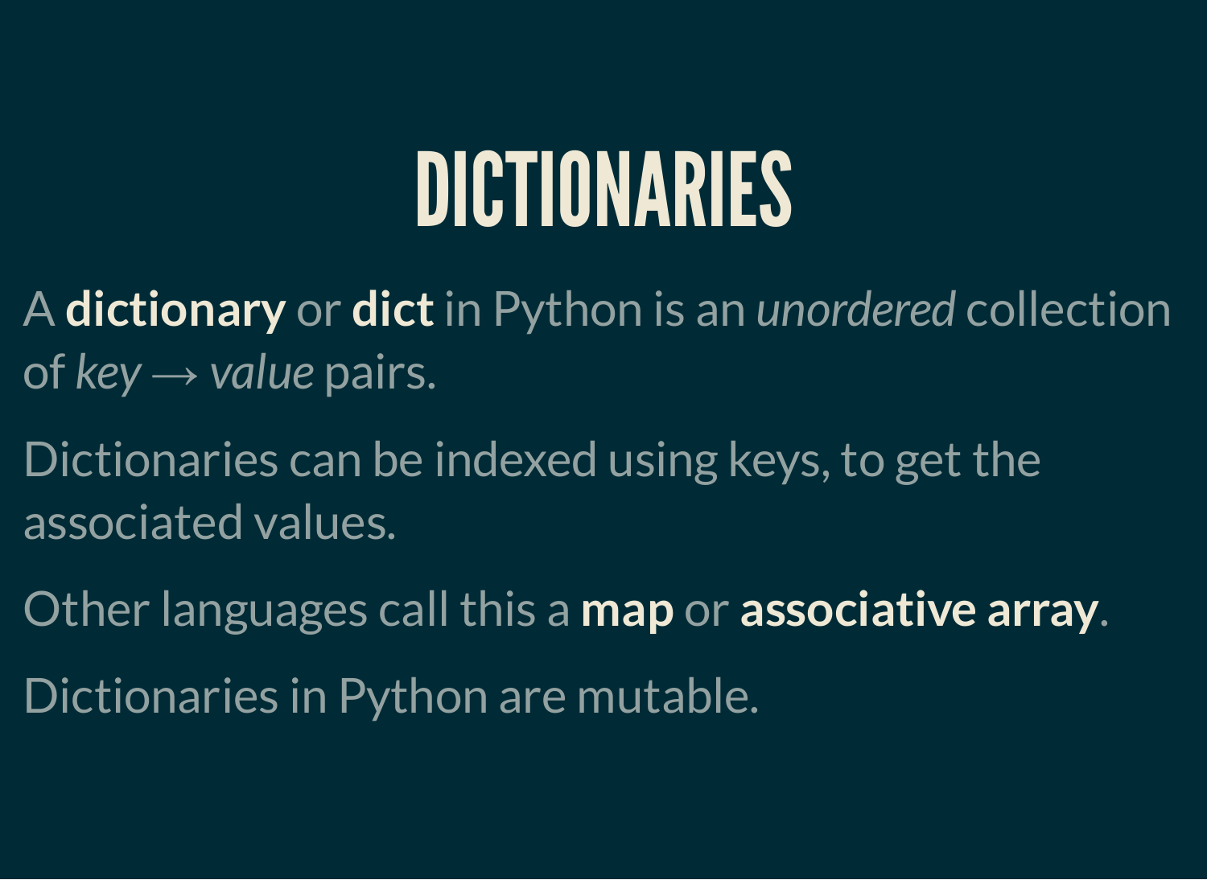# DICTIONARIES

A **dictionary** or **dict** in Python is an *unordered* collection of *key* → *value* pairs.

Dictionaries can be indexed using keys, to get the associated values.

Other languages call this a **map** or **associative array**.

Dictionaries in Python are mutable.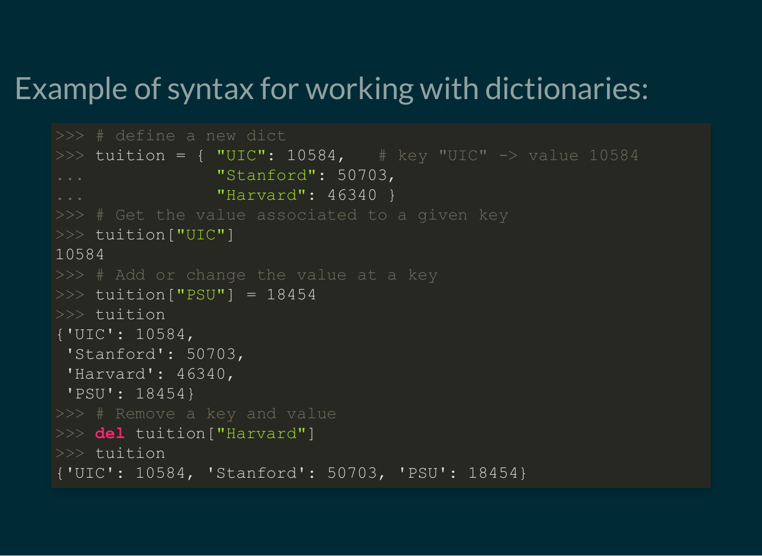# Example of syntax for working with dictionaries:

```
>>> # define a new dict
>>> tuition = { "UIC": 10584,    # key "UIC" -> value 10584
...             "Stanford": 50703,
...             "Harvard": 46340 }
>>> # Get the value associated to a given key
>>> tuition["UIC"]
10584
>>> # Add or change the value at a key
>>> tuition["PSU"] = 18454
>>> tuition
{'UIC': 10584,
 'Stanford': 50703,
 'Harvard': 46340,
 'PSU': 18454}
>>> # Remove a key and value
>>> del tuition["Harvard"]
>>> tuition
{'UIC': 10584, 'Stanford': 50703, 'PSU': 18454}
```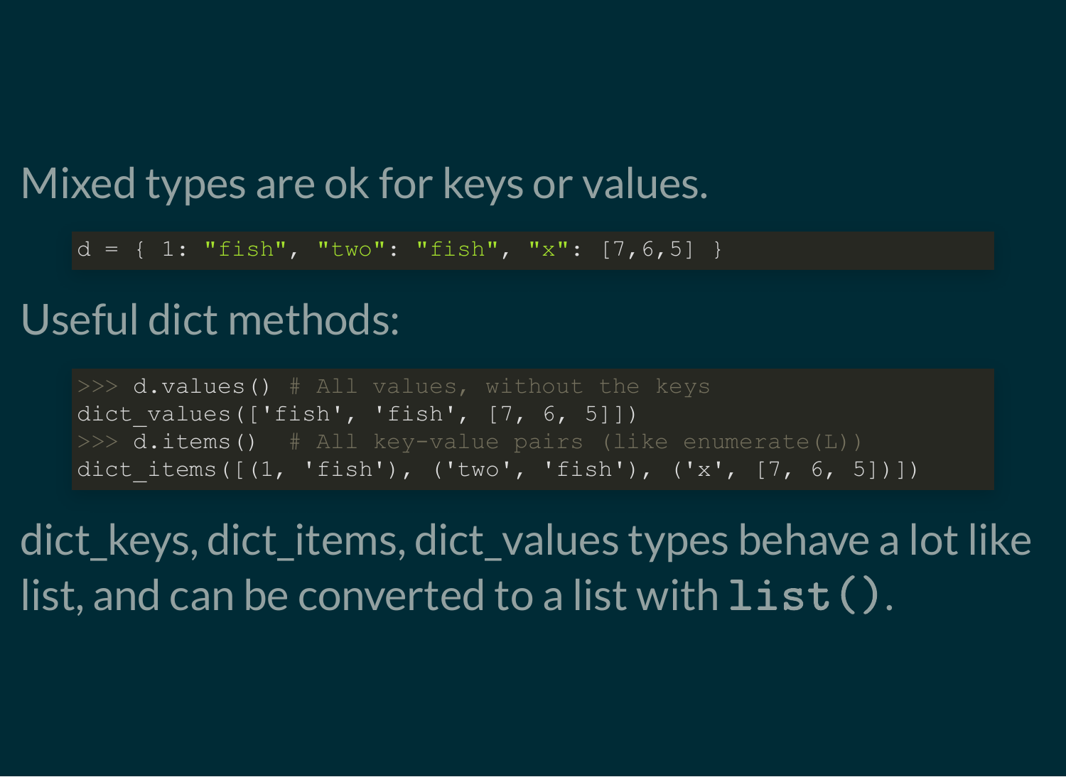Mixed types are ok for keys or values.

```
d = { 1: "fish", "two": "fish", "x": [7,6,5] }
```

Useful dict methods:

```
>>> d.values() # All values, without the keys
dict_values(['fish', 'fish', [7, 6, 5]])
>>> d.items()  # All key-value pairs (like enumerate(L))
dict_items([(1, 'fish'), ('two', 'fish'), ('x', [7, 6, 5])])
```

dict_keys, dict_items, dict_values types behave a lot like list, and can be converted to a list with `list()`.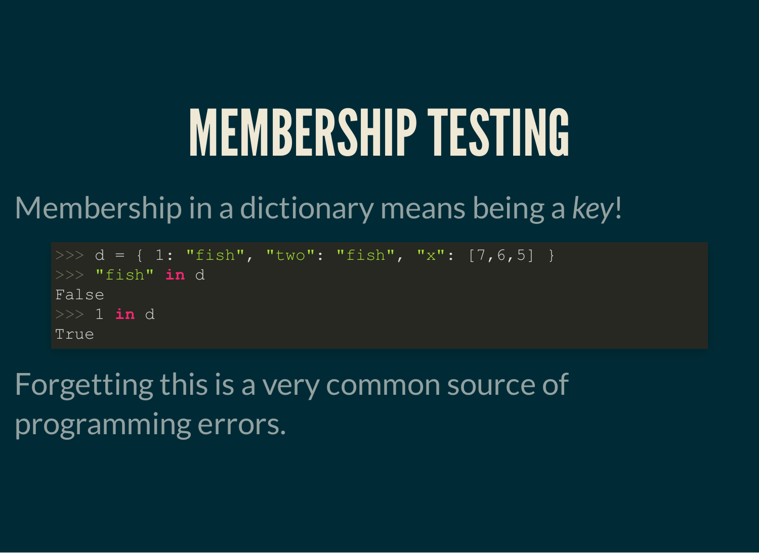# MEMBERSHIP TESTING

Membership in a dictionary means being a *key*!

```
>>> d = { 1: "fish", "two": "fish", "x": [7,6,5] }
>>> "fish" in d
False
>>> 1 in d
True
```

Forgetting this is a very common source of programming errors.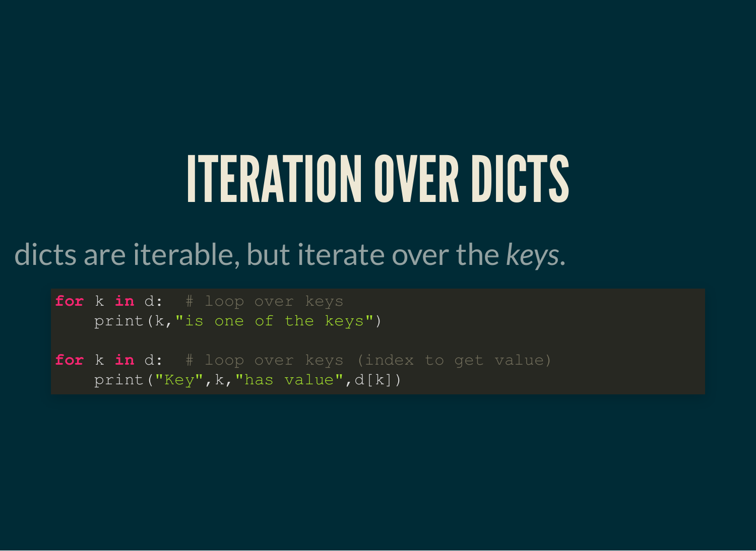# ITERATION OVER DICTS

dicts are iterable, but iterate over the *keys*.

```
for k in d:  # loop over keys
    print(k,"is one of the keys")

for k in d:  # loop over keys (index to get value)
    print("Key",k,"has value",d[k])
```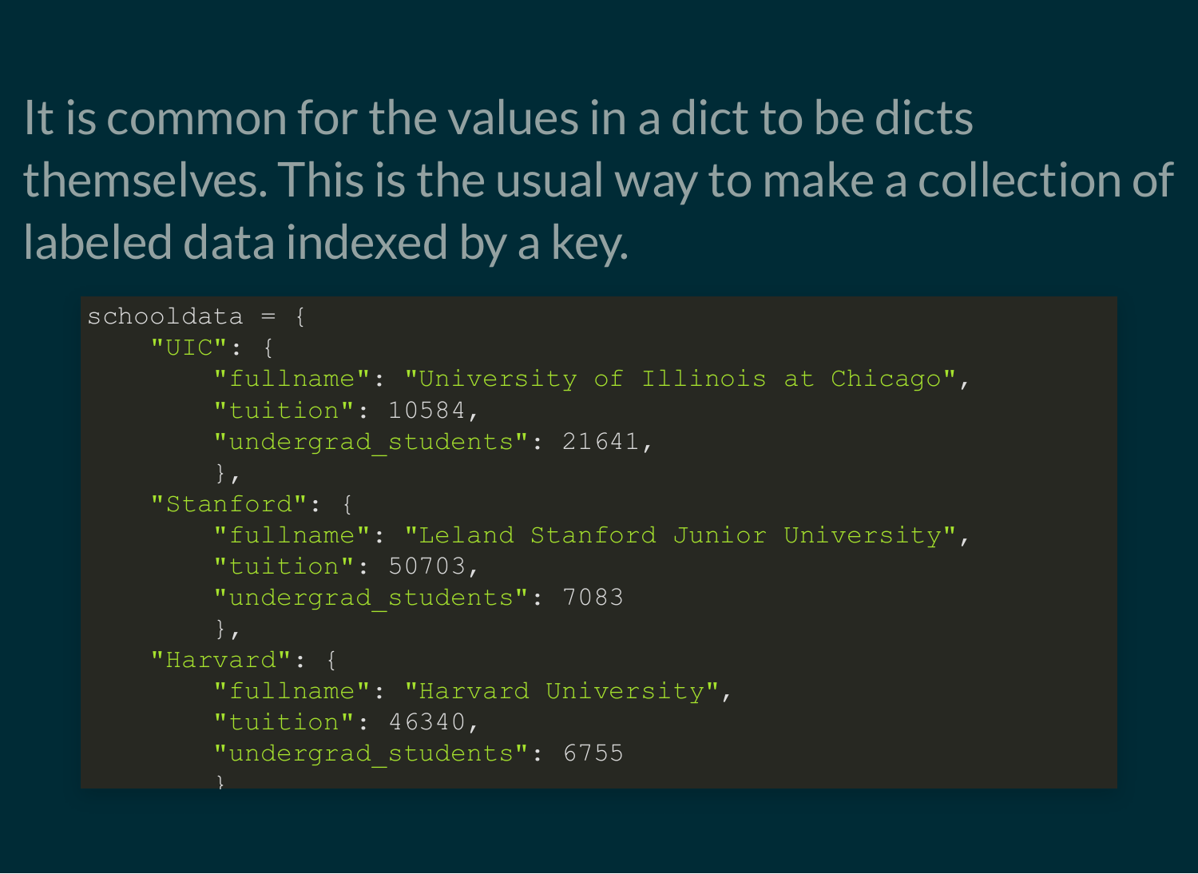It is common for the values in a dict to be dicts themselves. This is the usual way to make a collection of labeled data indexed by a key.

```
schooldata = {
    "UIC": {
        "fullname": "University of Illinois at Chicago",
        "tuition": 10584,
        "undergrad_students": 21641,
        },
    "Stanford": {
        "fullname": "Leland Stanford Junior University",
        "tuition": 50703,
        "undergrad_students": 7083
        },
    "Harvard": {
        "fullname": "Harvard University",
        "tuition": 46340,
        "undergrad_students": 6755
        }
```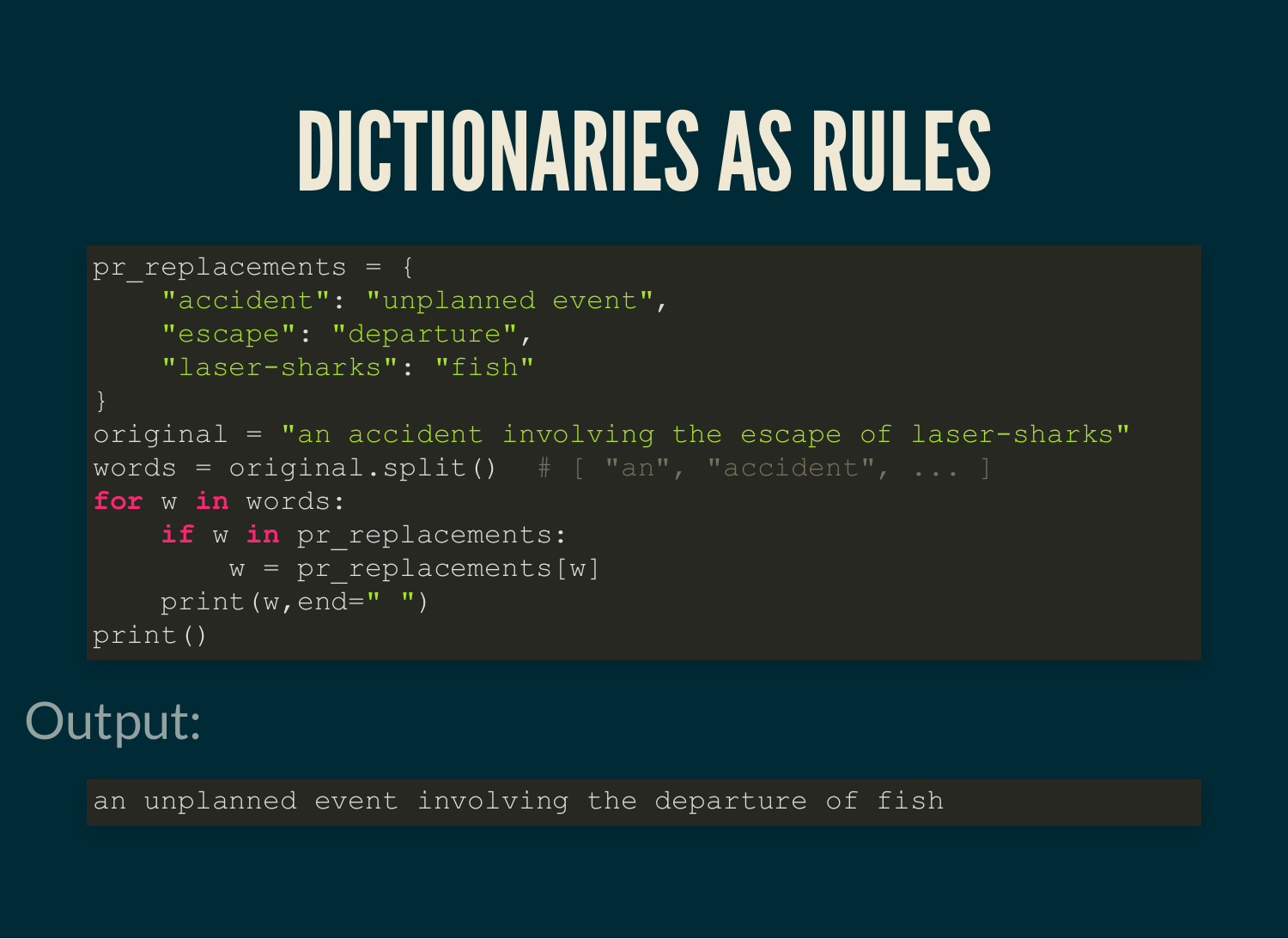# DICTIONARIES AS RULES

```
pr_replacements = {
    "accident": "unplanned event",
    "escape": "departure",
    "laser-sharks": "fish"
}
original = "an accident involving the escape of laser-sharks"
words = original.split()  # [ "an", "accident", ... ]
for w in words:
    if w in pr_replacements:
        w = pr_replacements[w]
    print(w,end=" ")
print()
```

Output:

```
an unplanned event involving the departure of fish
```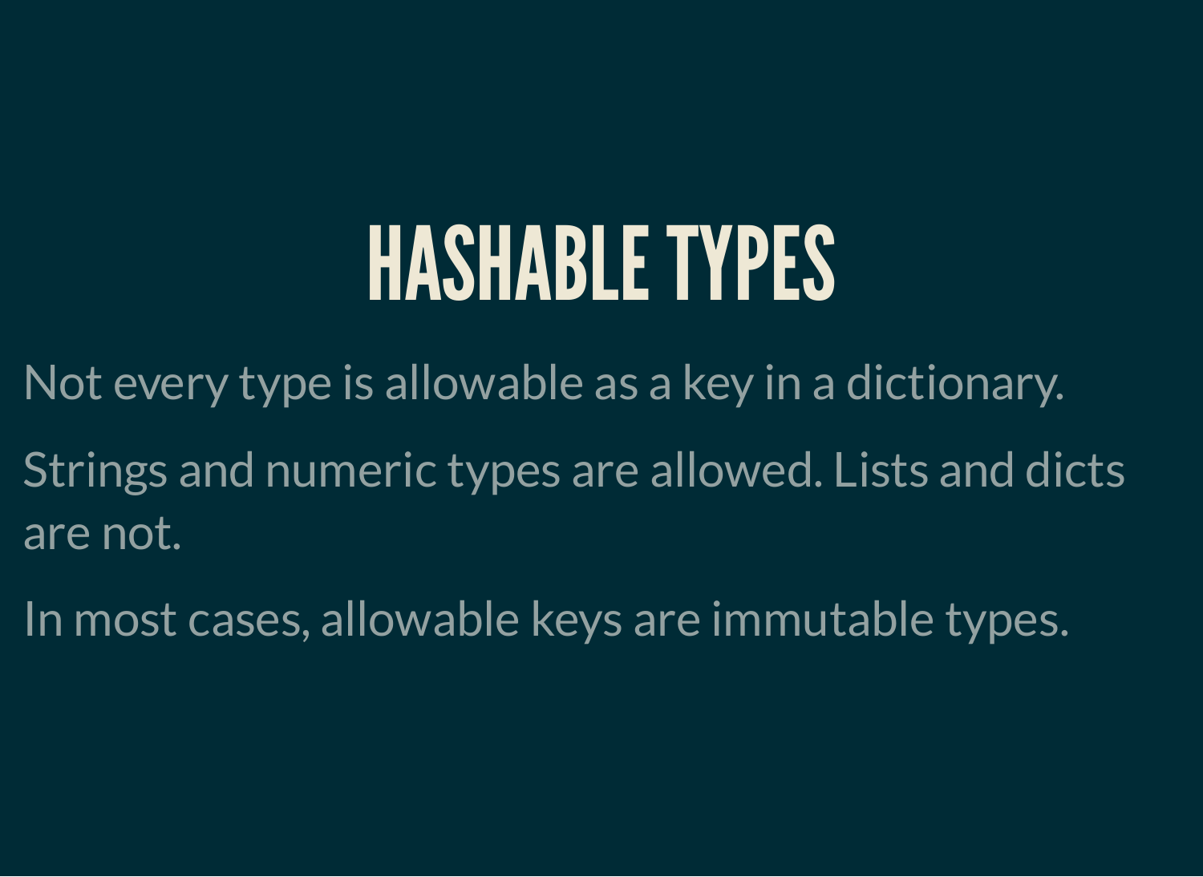# HASHABLE TYPES

Not every type is allowable as a key in a dictionary.

Strings and numeric types are allowed. Lists and dicts are not.

In most cases, allowable keys are immutable types.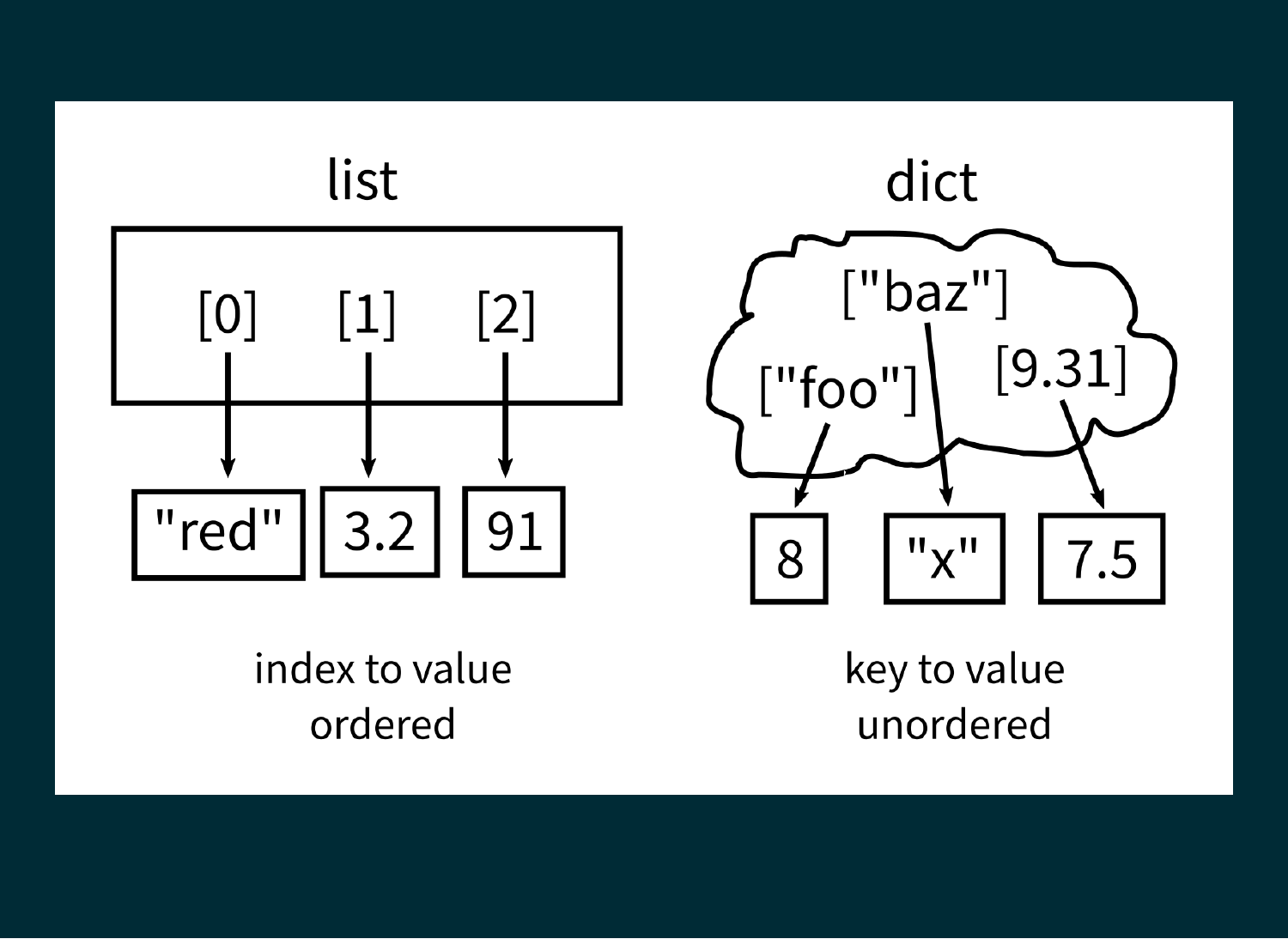## list

[0] [1] [2]

"red" 3.2 91

index to value
ordered

## dict

["baz"] ["foo"] [9.31]

8 "x" 7.5

key to value
unordered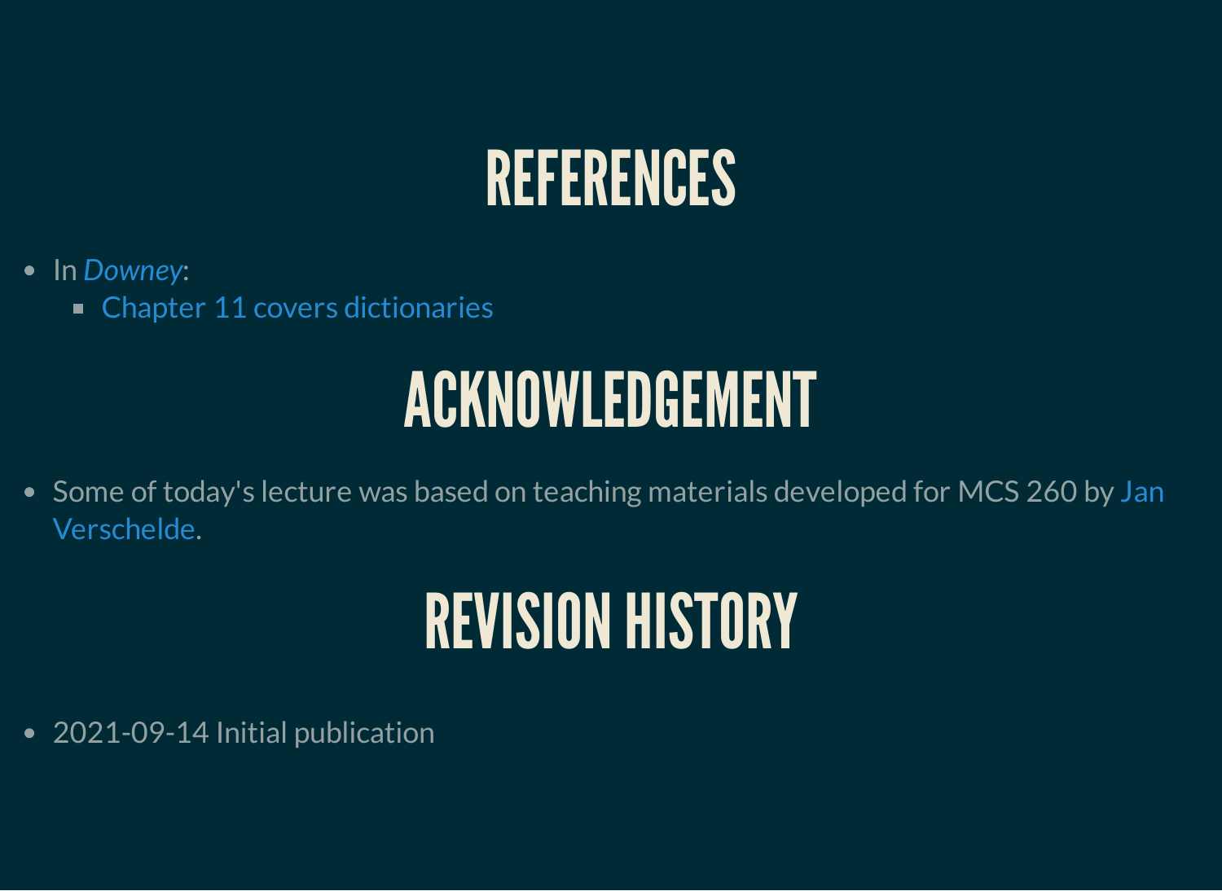# REFERENCES

- In *Downey*:
  - Chapter 11 covers dictionaries

# ACKNOWLEDGEMENT

- Some of today's lecture was based on teaching materials developed for MCS 260 by Jan Verschelde.

# REVISION HISTORY

- 2021-09-14 Initial publication